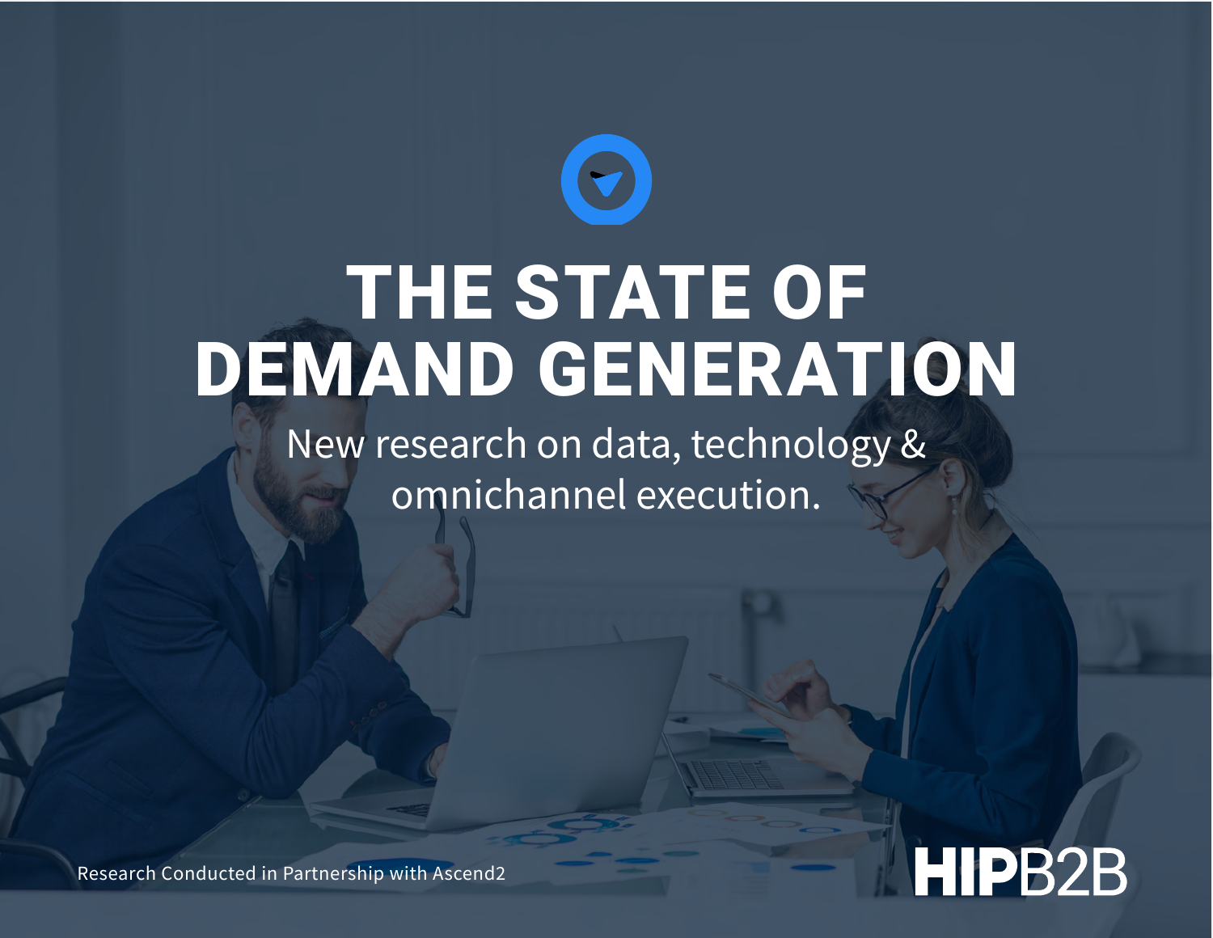# THE STATE OF DEMAND GENERATION

New research on data, technology & omnichannel execution.

Research Conducted in Partnership with Ascend2

HIPB2B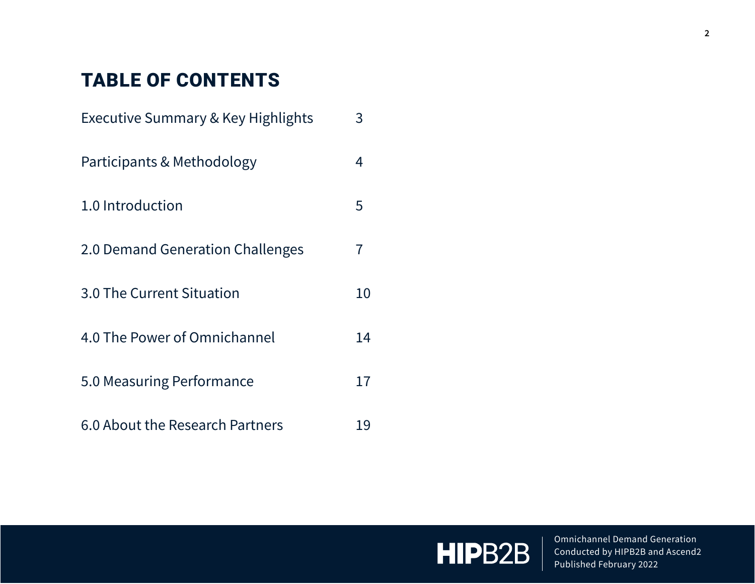# TABLE OF CONTENTS

| | |
|---|---|
| Executive Summary & Key Highlights | 3 |
| Participants & Methodology | 4 |
| 1.0 Introduction | 5 |
| 2.0 Demand Generation Challenges | 7 |
| 3.0 The Current Situation | 10 |
| 4.0 The Power of Omnichannel | 14 |
| 5.0 Measuring Performance | 17 |
| 6.0 About the Research Partners | 19 |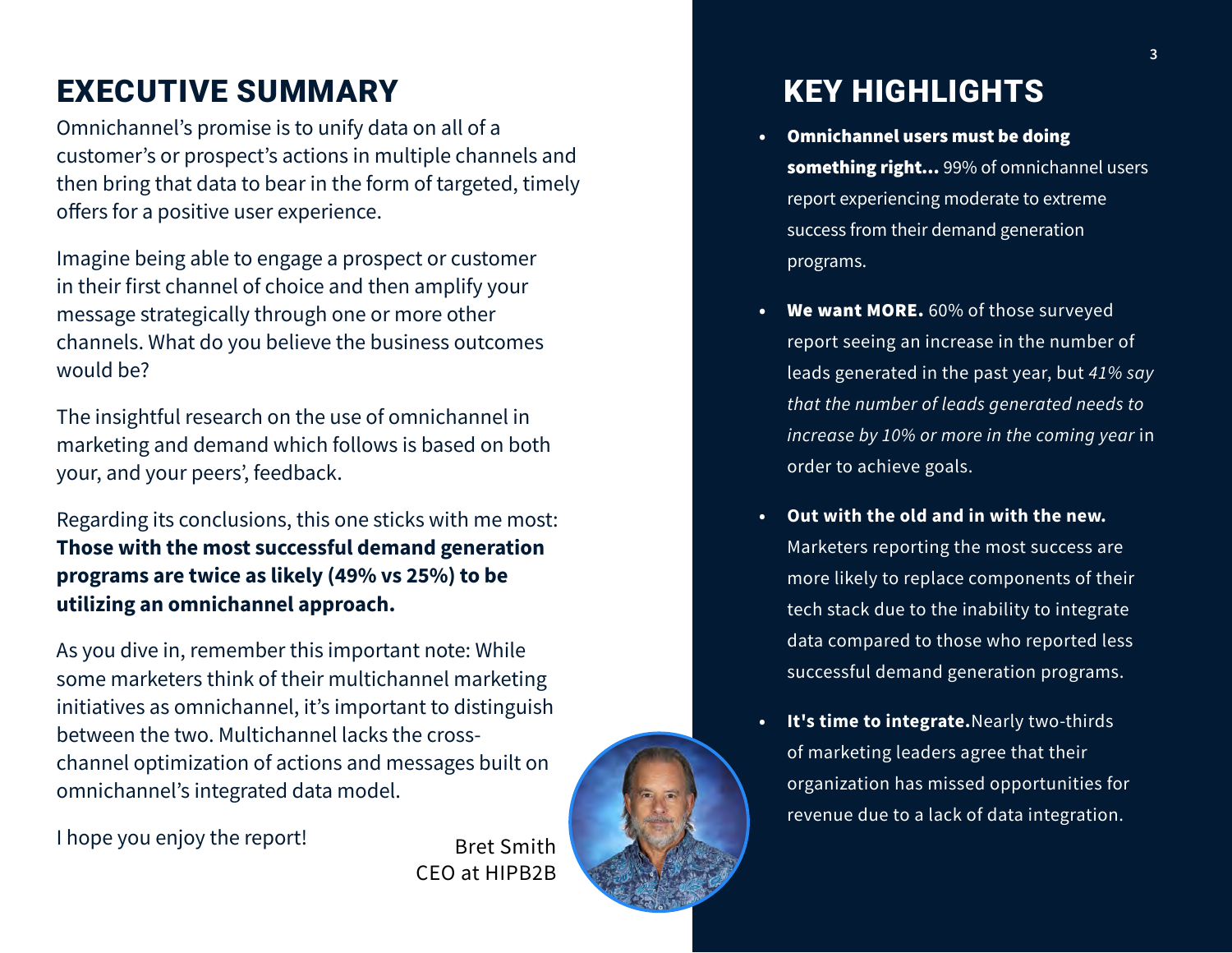# EXECUTIVE SUMMARY

Omnichannel's promise is to unify data on all of a customer's or prospect's actions in multiple channels and then bring that data to bear in the form of targeted, timely offers for a positive user experience.

Imagine being able to engage a prospect or customer in their first channel of choice and then amplify your message strategically through one or more other channels. What do you believe the business outcomes would be?

The insightful research on the use of omnichannel in marketing and demand which follows is based on both your, and your peers', feedback.

Regarding its conclusions, this one sticks with me most: **Those with the most successful demand generation programs are twice as likely (49% vs 25%) to be utilizing an omnichannel approach.**

As you dive in, remember this important note: While some marketers think of their multichannel marketing initiatives as omnichannel, it's important to distinguish between the two. Multichannel lacks the cross-channel optimization of actions and messages built on omnichannel's integrated data model.

I hope you enjoy the report!

Bret Smith
CEO at HIPB2B

# KEY HIGHLIGHTS

- **Omnichannel users must be doing something right...** 99% of omnichannel users report experiencing moderate to extreme success from their demand generation programs.
- **We want MORE.** 60% of those surveyed report seeing an increase in the number of leads generated in the past year, but *41% say that the number of leads generated needs to increase by 10% or more in the coming year* in order to achieve goals.
- **Out with the old and in with the new.** Marketers reporting the most success are more likely to replace components of their tech stack due to the inability to integrate data compared to those who reported less successful demand generation programs.
- **It's time to integrate.**Nearly two-thirds of marketing leaders agree that their organization has missed opportunities for revenue due to a lack of data integration.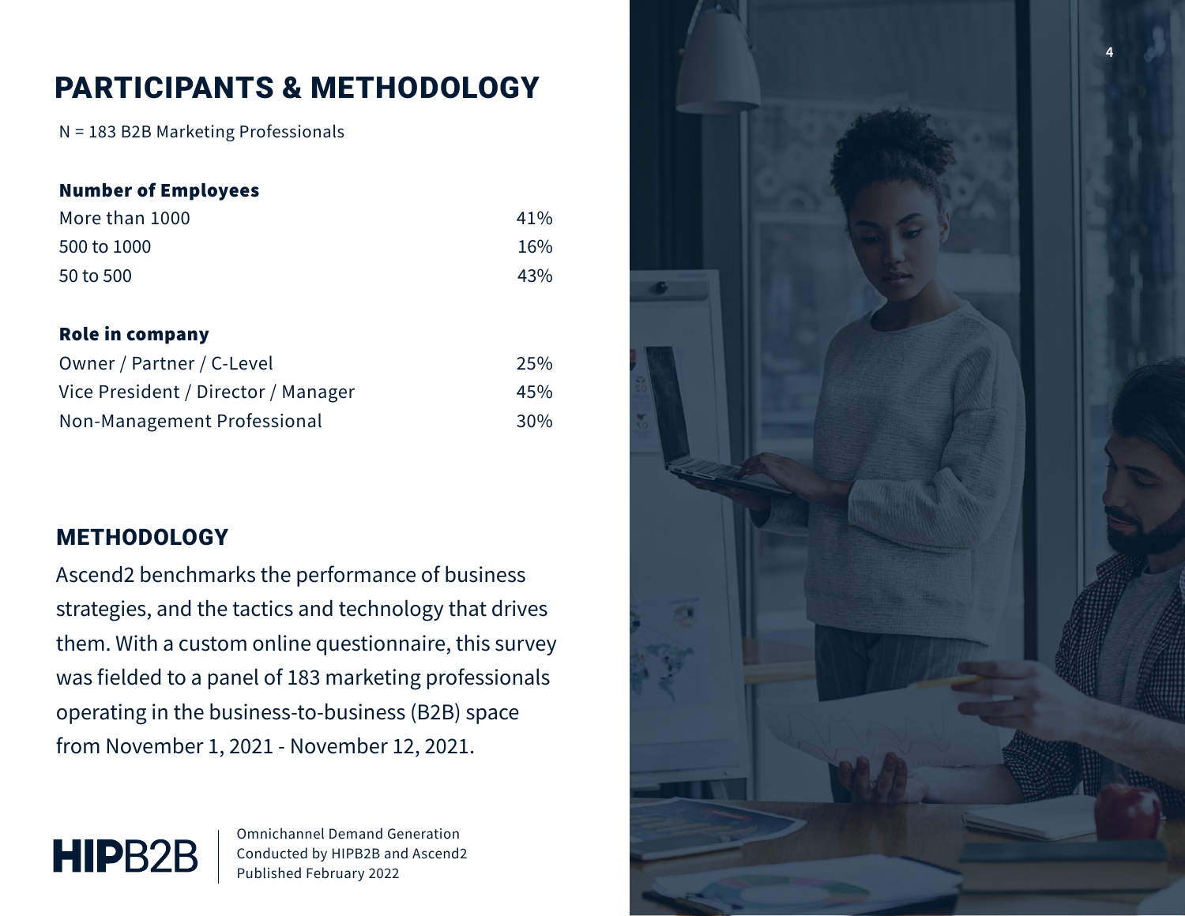# PARTICIPANTS & METHODOLOGY

N = 183 B2B Marketing Professionals

| Number of Employees | |
|---|---|
| More than 1000 | 41% |
| 500 to 1000 | 16% |
| 50 to 500 | 43% |

| Role in company | |
|---|---|
| Owner / Partner / C-Level | 25% |
| Vice President / Director / Manager | 45% |
| Non-Management Professional | 30% |

## METHODOLOGY

Ascend2 benchmarks the performance of business strategies, and the tactics and technology that drives them. With a custom online questionnaire, this survey was fielded to a panel of 183 marketing professionals operating in the business-to-business (B2B) space from November 1, 2021 - November 12, 2021.

HIPB2B | Omnichannel Demand Generation
Conducted by HIPB2B and Ascend2
Published February 2022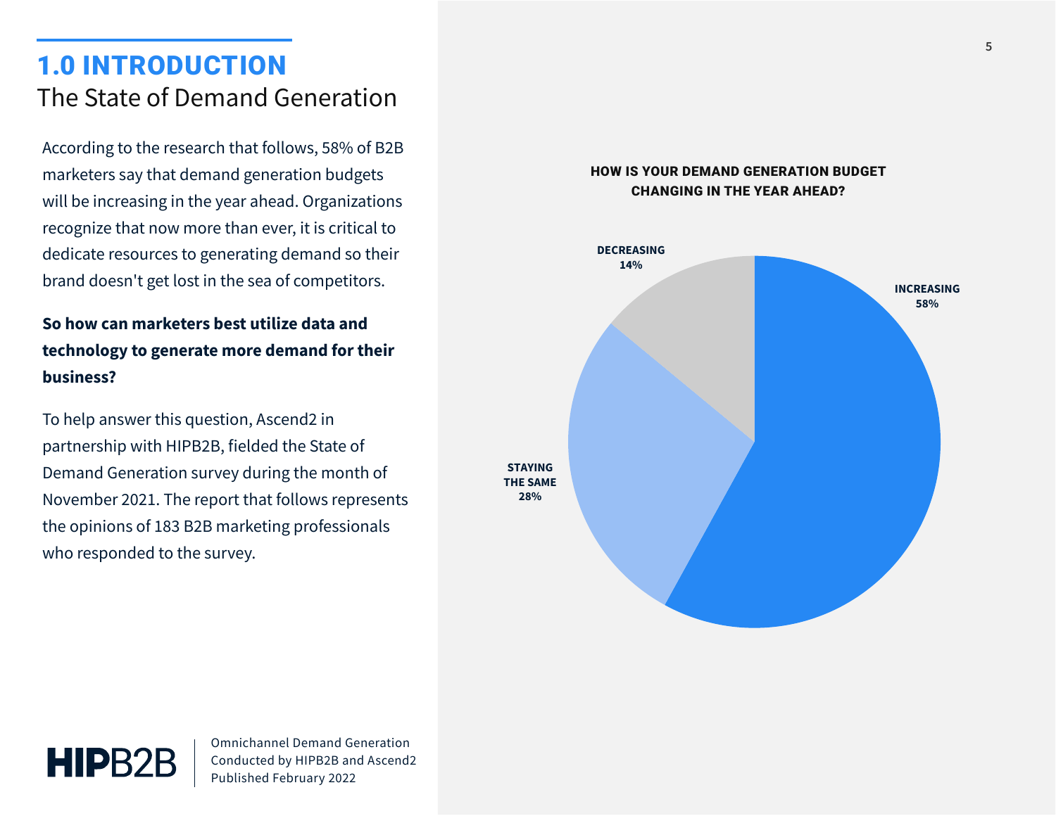# 1.0 INTRODUCTION

## The State of Demand Generation

According to the research that follows, 58% of B2B marketers say that demand generation budgets will be increasing in the year ahead. Organizations recognize that now more than ever, it is critical to dedicate resources to generating demand so their brand doesn't get lost in the sea of competitors.

**So how can marketers best utilize data and technology to generate more demand for their business?**

To help answer this question, Ascend2 in partnership with HIPB2B, fielded the State of Demand Generation survey during the month of November 2021. The report that follows represents the opinions of 183 B2B marketing professionals who responded to the survey.

**HOW IS YOUR DEMAND GENERATION BUDGET CHANGING IN THE YEAR AHEAD?**

INCREASING 58%

STAYING THE SAME 28%

DECREASING 14%

HIPB2B

Omnichannel Demand Generation
Conducted by HIPB2B and Ascend2
Published February 2022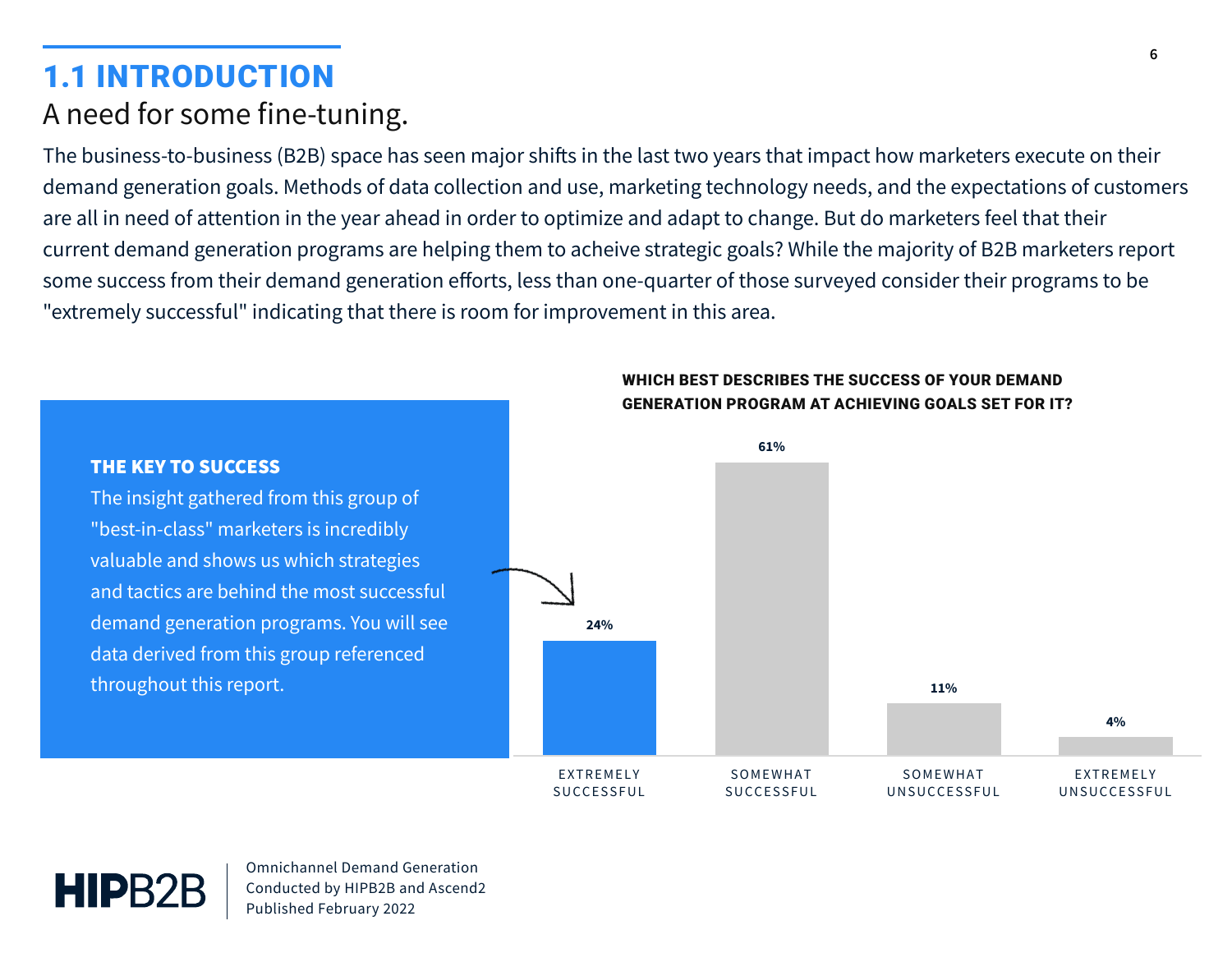## 1.1 INTRODUCTION

### A need for some fine-tuning.

The business-to-business (B2B) space has seen major shifts in the last two years that impact how marketers execute on their demand generation goals. Methods of data collection and use, marketing technology needs, and the expectations of customers are all in need of attention in the year ahead in order to optimize and adapt to change. But do marketers feel that their current demand generation programs are helping them to acheive strategic goals? While the majority of B2B marketers report some success from their demand generation efforts, less than one-quarter of those surveyed consider their programs to be "extremely successful" indicating that there is room for improvement in this area.

**THE KEY TO SUCCESS**

The insight gathered from this group of "best-in-class" marketers is incredibly valuable and shows us which strategies and tactics are behind the most successful demand generation programs. You will see data derived from this group referenced throughout this report.

**WHICH BEST DESCRIBES THE SUCCESS OF YOUR DEMAND GENERATION PROGRAM AT ACHIEVING GOALS SET FOR IT?**

24%
EXTREMELY SUCCESSFUL

61%
SOMEWHAT SUCCESSFUL

11%
SOMEWHAT UNSUCCESSFUL

4%
EXTREMELY UNSUCCESSFUL

HIPB2B

Omnichannel Demand Generation
Conducted by HIPB2B and Ascend2
Published February 2022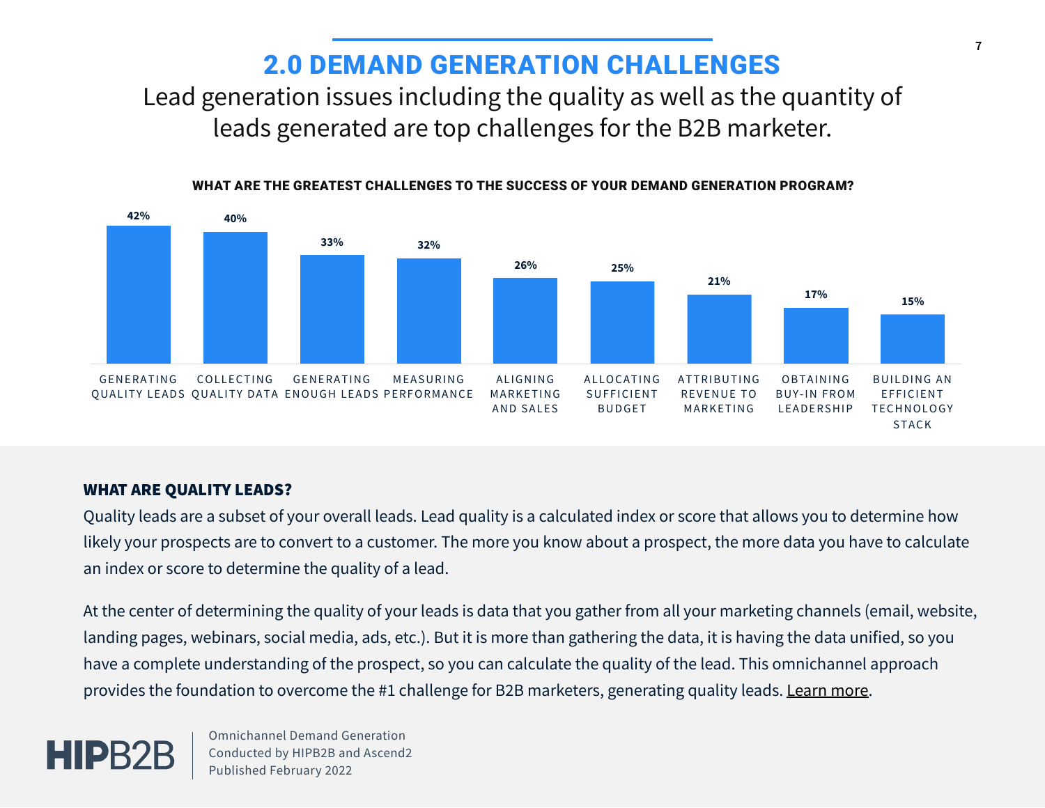## 2.0 DEMAND GENERATION CHALLENGES

Lead generation issues including the quality as well as the quantity of leads generated are top challenges for the B2B marketer.

**WHAT ARE THE GREATEST CHALLENGES TO THE SUCCESS OF YOUR DEMAND GENERATION PROGRAM?**

42%
GENERATING QUALITY LEADS

40%
COLLECTING QUALITY DATA

33%
GENERATING ENOUGH LEADS

32%
MEASURING PERFORMANCE

26%
ALIGNING MARKETING AND SALES

25%
ALLOCATING SUFFICIENT BUDGET

21%
ATTRIBUTING REVENUE TO MARKETING

17%
OBTAINING BUY-IN FROM LEADERSHIP

15%
BUILDING AN EFFICIENT TECHNOLOGY STACK

### WHAT ARE QUALITY LEADS?

Quality leads are a subset of your overall leads. Lead quality is a calculated index or score that allows you to determine how likely your prospects are to convert to a customer. The more you know about a prospect, the more data you have to calculate an index or score to determine the quality of a lead.

At the center of determining the quality of your leads is data that you gather from all your marketing channels (email, website, landing pages, webinars, social media, ads, etc.). But it is more than gathering the data, it is having the data unified, so you have a complete understanding of the prospect, so you can calculate the quality of the lead. This omnichannel approach provides the foundation to overcome the #1 challenge for B2B marketers, generating quality leads. Learn more.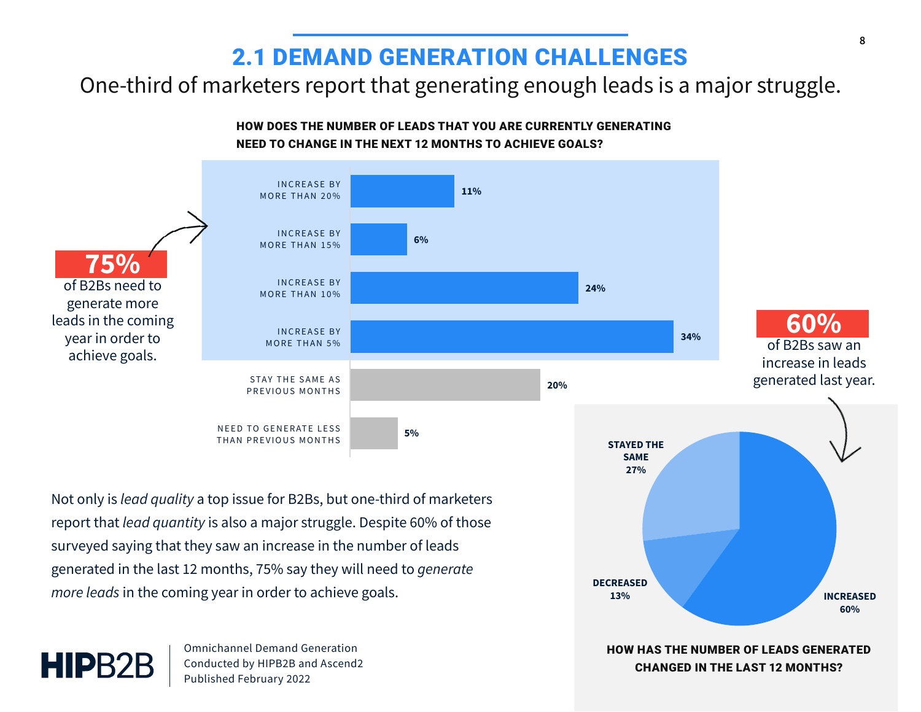## 2.1 DEMAND GENERATION CHALLENGES

One-third of marketers report that generating enough leads is a major struggle.

**HOW DOES THE NUMBER OF LEADS THAT YOU ARE CURRENTLY GENERATING NEED TO CHANGE IN THE NEXT 12 MONTHS TO ACHIEVE GOALS?**

INCREASE BY MORE THAN 20%
11%

INCREASE BY MORE THAN 15%
6%

INCREASE BY MORE THAN 10%
24%

INCREASE BY MORE THAN 5%
34%

STAY THE SAME AS PREVIOUS MONTHS
20%

NEED TO GENERATE LESS THAN PREVIOUS MONTHS
5%

**75%** of B2Bs need to generate more leads in the coming year in order to achieve goals.

**60%** of B2Bs saw an increase in leads generated last year.

STAYED THE SAME
27%

DECREASED
13%

INCREASED
60%

**HOW HAS THE NUMBER OF LEADS GENERATED CHANGED IN THE LAST 12 MONTHS?**

Not only is *lead quality* a top issue for B2Bs, but one-third of marketers report that *lead quantity* is also a major struggle. Despite 60% of those surveyed saying that they saw an increase in the number of leads generated in the last 12 months, 75% say they will need to *generate more leads* in the coming year in order to achieve goals.

HIPB2B

Omnichannel Demand Generation
Conducted by HIPB2B and Ascend2
Published February 2022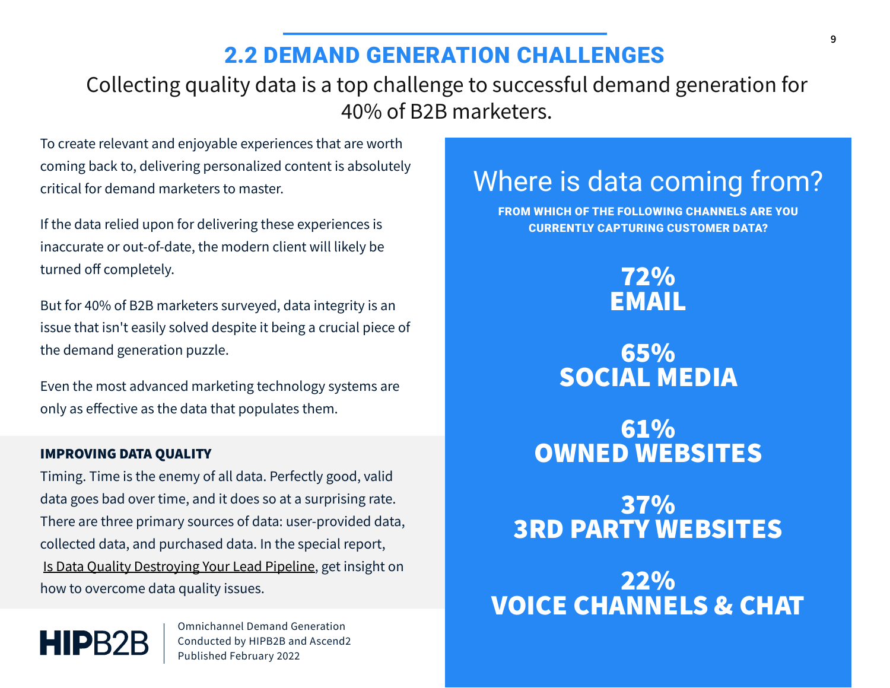## 2.2 DEMAND GENERATION CHALLENGES

Collecting quality data is a top challenge to successful demand generation for 40% of B2B marketers.

To create relevant and enjoyable experiences that are worth coming back to, delivering personalized content is absolutely critical for demand marketers to master.

If the data relied upon for delivering these experiences is inaccurate or out-of-date, the modern client will likely be turned off completely.

But for 40% of B2B marketers surveyed, data integrity is an issue that isn't easily solved despite it being a crucial piece of the demand generation puzzle.

Even the most advanced marketing technology systems are only as effective as the data that populates them.

### IMPROVING DATA QUALITY

Timing. Time is the enemy of all data. Perfectly good, valid data goes bad over time, and it does so at a surprising rate. There are three primary sources of data: user-provided data, collected data, and purchased data. In the special report, Is Data Quality Destroying Your Lead Pipeline, get insight on how to overcome data quality issues.

### Where is data coming from?

**FROM WHICH OF THE FOLLOWING CHANNELS ARE YOU CURRENTLY CAPTURING CUSTOMER DATA?**

**72%**
**EMAIL**

**65%**
**SOCIAL MEDIA**

**61%**
**OWNED WEBSITES**

**37%**
**3RD PARTY WEBSITES**

**22%**
**VOICE CHANNELS & CHAT**

HIPB2B

Omnichannel Demand Generation
Conducted by HIPB2B and Ascend2
Published February 2022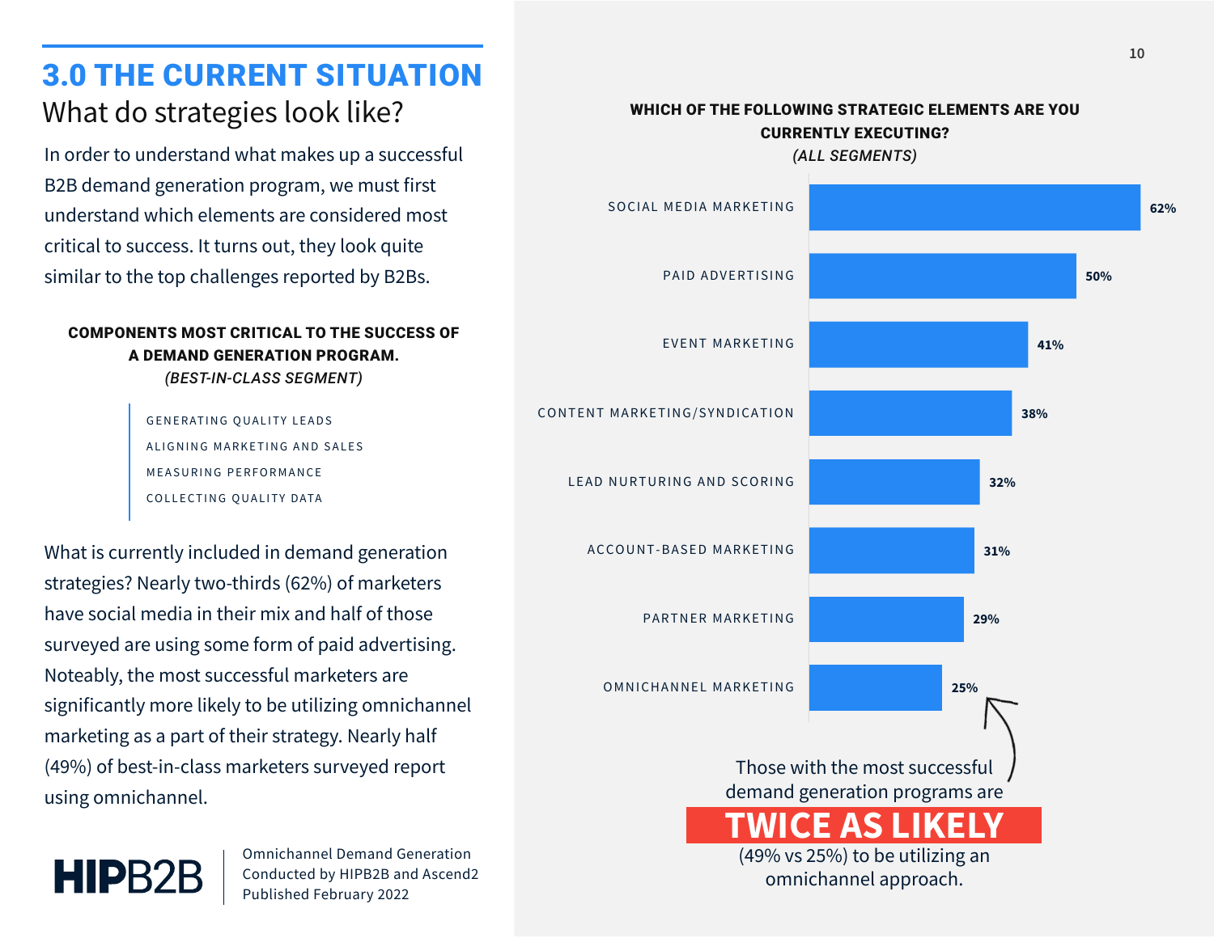# 3.0 THE CURRENT SITUATION

## What do strategies look like?

In order to understand what makes up a successful B2B demand generation program, we must first understand which elements are considered most critical to success. It turns out, they look quite similar to the top challenges reported by B2Bs.

**COMPONENTS MOST CRITICAL TO THE SUCCESS OF A DEMAND GENERATION PROGRAM.**
*(BEST-IN-CLASS SEGMENT)*

- GENERATING QUALITY LEADS
- ALIGNING MARKETING AND SALES
- MEASURING PERFORMANCE
- COLLECTING QUALITY DATA

What is currently included in demand generation strategies? Nearly two-thirds (62%) of marketers have social media in their mix and half of those surveyed are using some form of paid advertising. Noteably, the most successful marketers are significantly more likely to be utilizing omnichannel marketing as a part of their strategy. Nearly half (49%) of best-in-class marketers surveyed report using omnichannel.

**WHICH OF THE FOLLOWING STRATEGIC ELEMENTS ARE YOU CURRENTLY EXECUTING?**
*(ALL SEGMENTS)*

| Strategic Element | % |
|---|---|
| SOCIAL MEDIA MARKETING | 62% |
| PAID ADVERTISING | 50% |
| EVENT MARKETING | 41% |
| CONTENT MARKETING/SYNDICATION | 38% |
| LEAD NURTURING AND SCORING | 32% |
| ACCOUNT-BASED MARKETING | 31% |
| PARTNER MARKETING | 29% |
| OMNICHANNEL MARKETING | 25% |

Those with the most successful demand generation programs are **TWICE AS LIKELY** (49% vs 25%) to be utilizing an omnichannel approach.

**HIPB2B**

Omnichannel Demand Generation
Conducted by HIPB2B and Ascend2
Published February 2022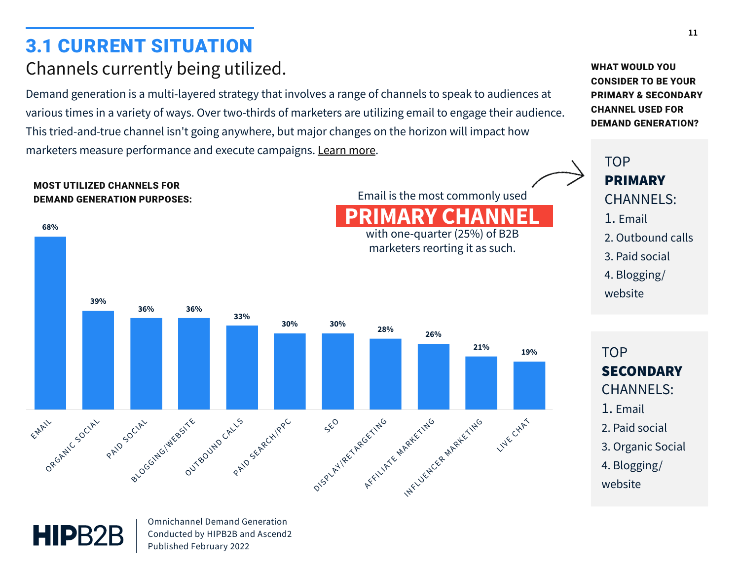## 3.1 CURRENT SITUATION

### Channels currently being utilized.

Demand generation is a multi-layered strategy that involves a range of channels to speak to audiences at various times in a variety of ways. Over two-thirds of marketers are utilizing email to engage their audience. This tried-and-true channel isn't going anywhere, but major changes on the horizon will impact how marketers measure performance and execute campaigns. Learn more.

**MOST UTILIZED CHANNELS FOR DEMAND GENERATION PURPOSES:**

68% EMAIL
39% ORGANIC SOCIAL
36% PAID SOCIAL
36% BLOGGING/WEBSITE
33% OUTBOUND CALLS
30% PAID SEARCH/PPC
30% SEO
28% DISPLAY/RETARGETING
26% AFFILIATE MARKETING
21% INFLUENCER MARKETING
19% LIVE CHAT

Email is the most commonly used **PRIMARY CHANNEL** with one-quarter (25%) of B2B marketers reorting it as such.

**WHAT WOULD YOU CONSIDER TO BE YOUR PRIMARY & SECONDARY CHANNEL USED FOR DEMAND GENERATION?**

TOP **PRIMARY** CHANNELS:

1. Email
2. Outbound calls
3. Paid social
4. Blogging/ website

TOP **SECONDARY** CHANNELS:

1. Email
2. Paid social
3. Organic Social
4. Blogging/ website

HIPB2B | Omnichannel Demand Generation
Conducted by HIPB2B and Ascend2
Published February 2022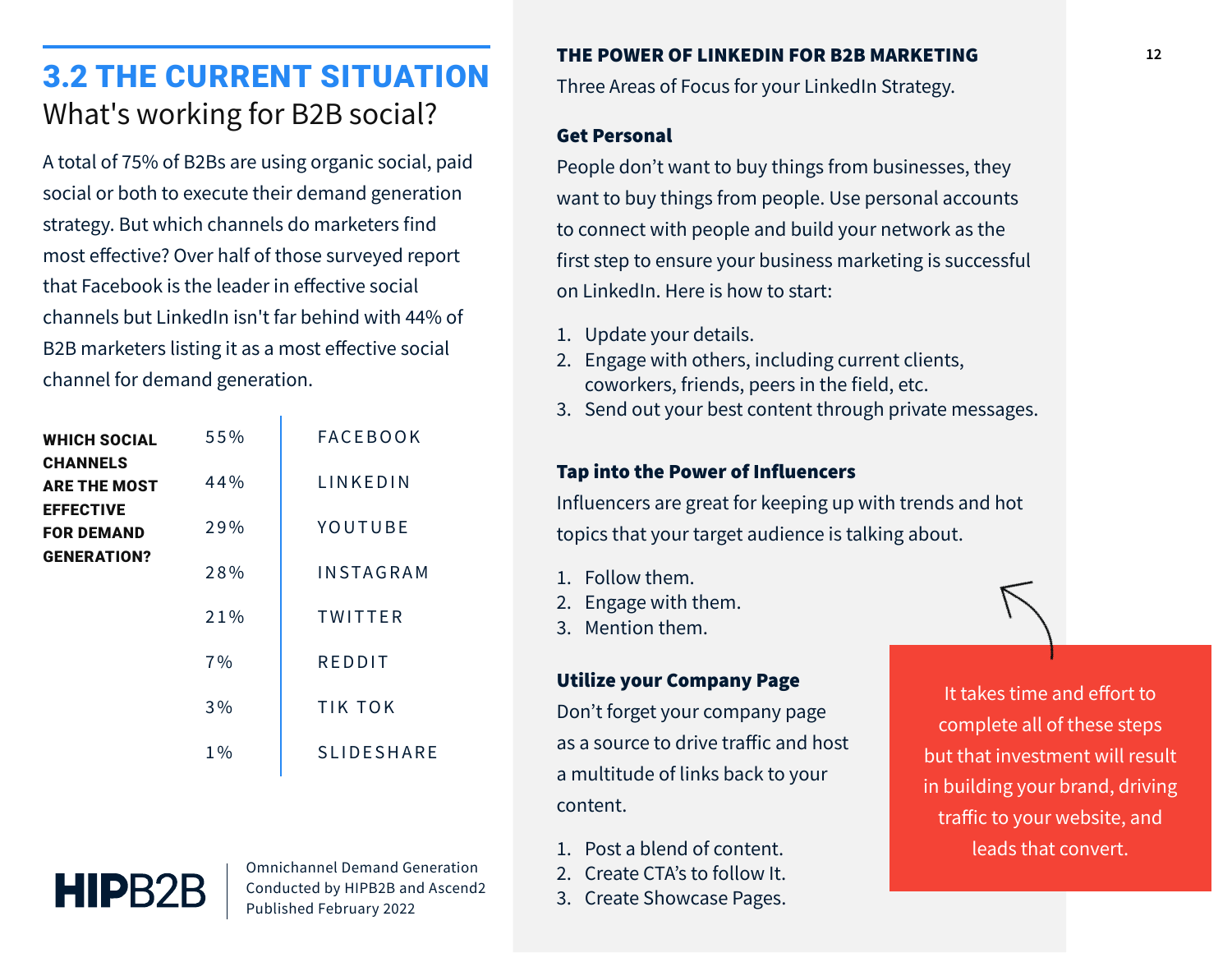## 3.2 THE CURRENT SITUATION

### What's working for B2B social?

A total of 75% of B2Bs are using organic social, paid social or both to execute their demand generation strategy. But which channels do marketers find most effective? Over half of those surveyed report that Facebook is the leader in effective social channels but LinkedIn isn't far behind with 44% of B2B marketers listing it as a most effective social channel for demand generation.

**WHICH SOCIAL CHANNELS ARE THE MOST EFFECTIVE FOR DEMAND GENERATION?**

| | |
|---|---|
| 55% | FACEBOOK |
| 44% | LINKEDIN |
| 29% | YOUTUBE |
| 28% | INSTAGRAM |
| 21% | TWITTER |
| 7% | REDDIT |
| 3% | TIK TOK |
| 1% | SLIDESHARE |

HIPB2B

Omnichannel Demand Generation
Conducted by HIPB2B and Ascend2
Published February 2022

### THE POWER OF LINKEDIN FOR B2B MARKETING

Three Areas of Focus for your LinkedIn Strategy.

#### Get Personal

People don't want to buy things from businesses, they want to buy things from people. Use personal accounts to connect with people and build your network as the first step to ensure your business marketing is successful on LinkedIn. Here is how to start:

1. Update your details.
2. Engage with others, including current clients, coworkers, friends, peers in the field, etc.
3. Send out your best content through private messages.

#### Tap into the Power of Influencers

Influencers are great for keeping up with trends and hot topics that your target audience is talking about.

1. Follow them.
2. Engage with them.
3. Mention them.

#### Utilize your Company Page

Don't forget your company page as a source to drive traffic and host a multitude of links back to your content.

1. Post a blend of content.
2. Create CTA's to follow It.
3. Create Showcase Pages.

It takes time and effort to complete all of these steps but that investment will result in building your brand, driving traffic to your website, and leads that convert.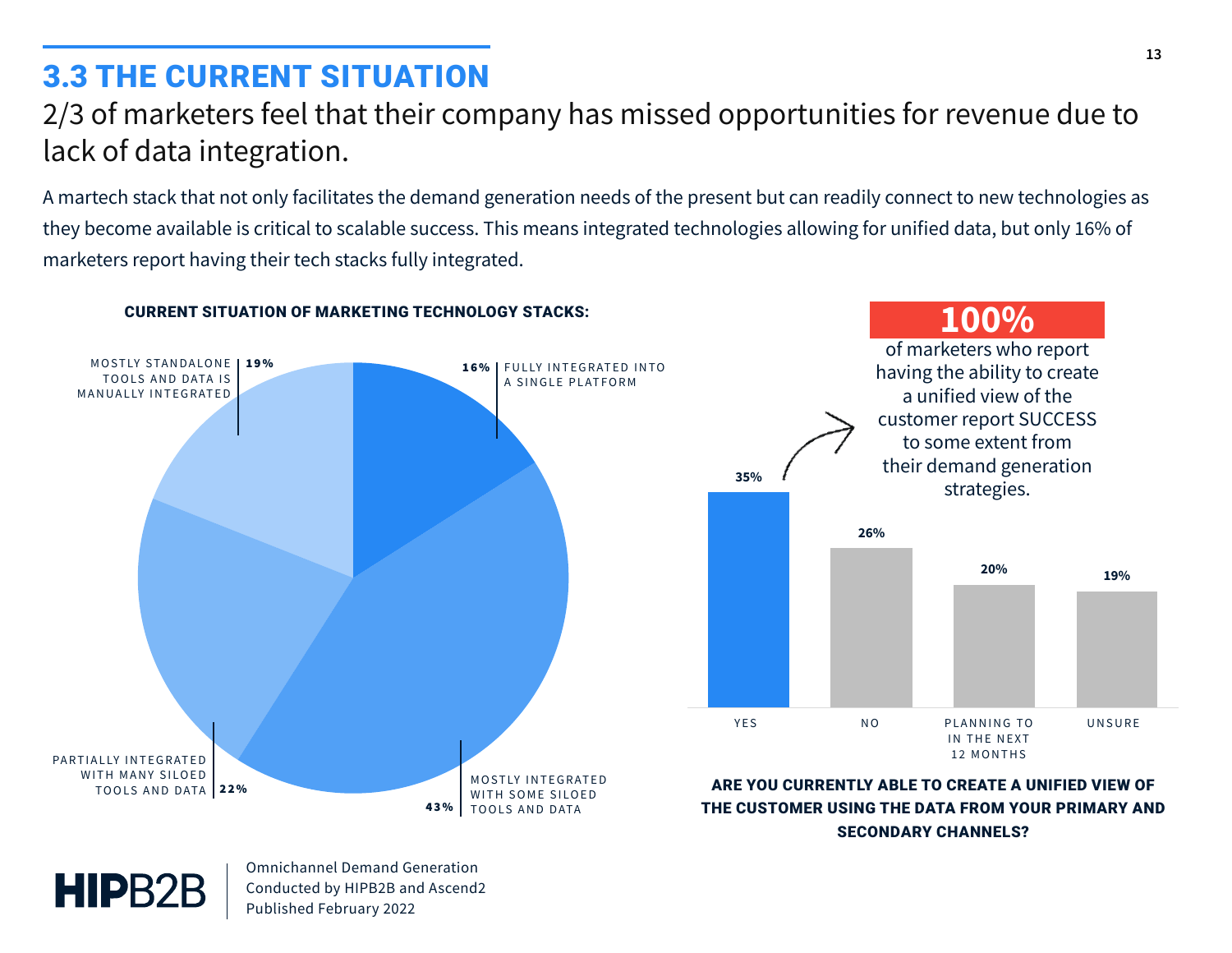## 3.3 THE CURRENT SITUATION

2/3 of marketers feel that their company has missed opportunities for revenue due to lack of data integration.

A martech stack that not only facilitates the demand generation needs of the present but can readily connect to new technologies as they become available is critical to scalable success. This means integrated technologies allowing for unified data, but only 16% of marketers report having their tech stacks fully integrated.

**CURRENT SITUATION OF MARKETING TECHNOLOGY STACKS:**

16% FULLY INTEGRATED INTO A SINGLE PLATFORM

43% MOSTLY INTEGRATED WITH SOME SILOED TOOLS AND DATA

22% PARTIALLY INTEGRATED WITH MANY SILOED TOOLS AND DATA

19% MOSTLY STANDALONE TOOLS AND DATA IS MANUALLY INTEGRATED

**100%** of marketers who report having the ability to create a unified view of the customer report SUCCESS to some extent from their demand generation strategies.

35%
26%
20%
19%

YES
NO
PLANNING TO IN THE NEXT 12 MONTHS
UNSURE

**ARE YOU CURRENTLY ABLE TO CREATE A UNIFIED VIEW OF THE CUSTOMER USING THE DATA FROM YOUR PRIMARY AND SECONDARY CHANNELS?**

HIPB2B

Omnichannel Demand Generation
Conducted by HIPB2B and Ascend2
Published February 2022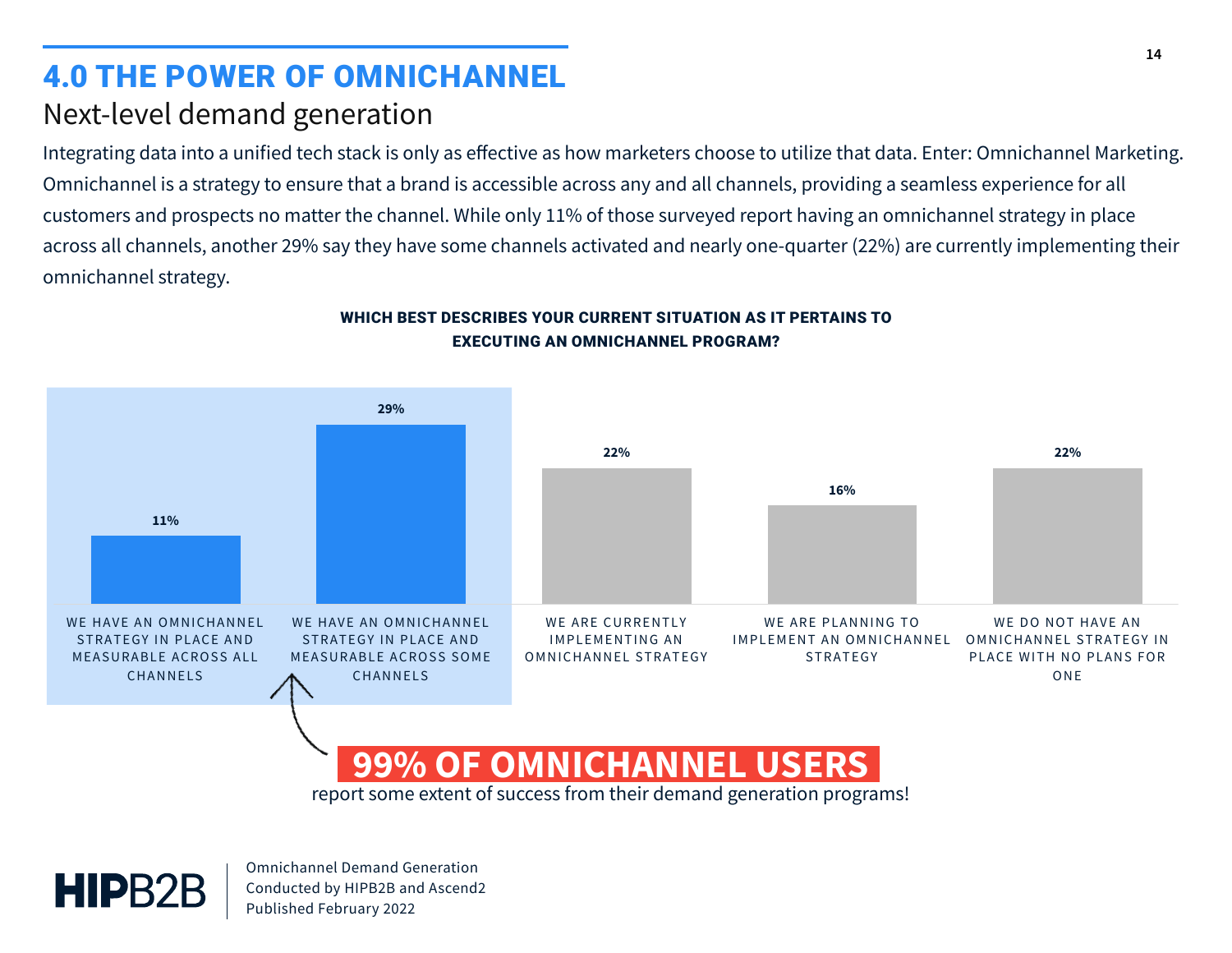# 4.0 THE POWER OF OMNICHANNEL

## Next-level demand generation

Integrating data into a unified tech stack is only as effective as how marketers choose to utilize that data. Enter: Omnichannel Marketing. Omnichannel is a strategy to ensure that a brand is accessible across any and all channels, providing a seamless experience for all customers and prospects no matter the channel. While only 11% of those surveyed report having an omnichannel strategy in place across all channels, another 29% say they have some channels activated and nearly one-quarter (22%) are currently implementing their omnichannel strategy.

**WHICH BEST DESCRIBES YOUR CURRENT SITUATION AS IT PERTAINS TO EXECUTING AN OMNICHANNEL PROGRAM?**

11%
WE HAVE AN OMNICHANNEL STRATEGY IN PLACE AND MEASURABLE ACROSS ALL CHANNELS

29%
WE HAVE AN OMNICHANNEL STRATEGY IN PLACE AND MEASURABLE ACROSS SOME CHANNELS

22%
WE ARE CURRENTLY IMPLEMENTING AN OMNICHANNEL STRATEGY

16%
WE ARE PLANNING TO IMPLEMENT AN OMNICHANNEL STRATEGY

22%
WE DO NOT HAVE AN OMNICHANNEL STRATEGY IN PLACE WITH NO PLANS FOR ONE

**99% OF OMNICHANNEL USERS**
report some extent of success from their demand generation programs!

HIPB2B

Omnichannel Demand Generation
Conducted by HIPB2B and Ascend2
Published February 2022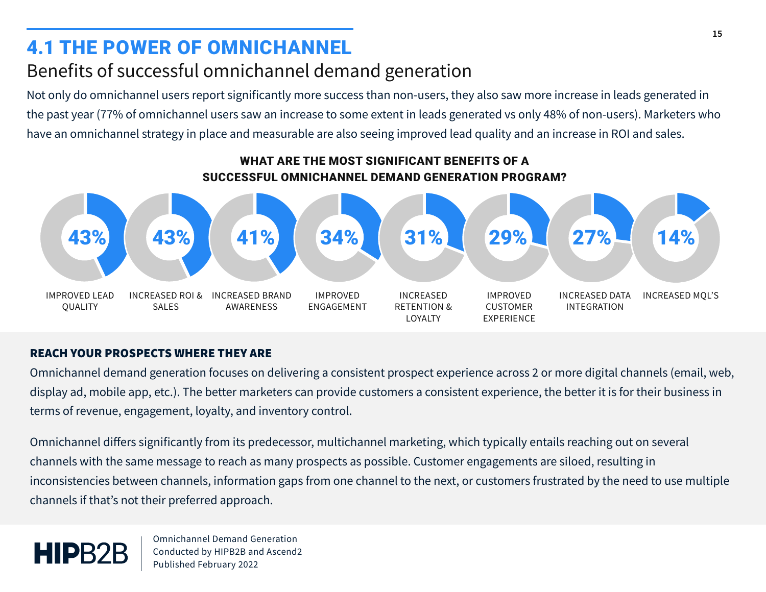## 4.1 THE POWER OF OMNICHANNEL

### Benefits of successful omnichannel demand generation

Not only do omnichannel users report significantly more success than non-users, they also saw more increase in leads generated in the past year (77% of omnichannel users saw an increase to some extent in leads generated vs only 48% of non-users). Marketers who have an omnichannel strategy in place and measurable are also seeing improved lead quality and an increase in ROI and sales.

**WHAT ARE THE MOST SIGNIFICANT BENEFITS OF A SUCCESSFUL OMNICHANNEL DEMAND GENERATION PROGRAM?**

43%
IMPROVED LEAD QUALITY

43%
INCREASED ROI & SALES

41%
INCREASED BRAND AWARENESS

34%
IMPROVED ENGAGEMENT

31%
INCREASED RETENTION & LOYALTY

29%
IMPROVED CUSTOMER EXPERIENCE

27%
INCREASED DATA INTEGRATION

14%
INCREASED MQL'S

#### REACH YOUR PROSPECTS WHERE THEY ARE

Omnichannel demand generation focuses on delivering a consistent prospect experience across 2 or more digital channels (email, web, display ad, mobile app, etc.). The better marketers can provide customers a consistent experience, the better it is for their business in terms of revenue, engagement, loyalty, and inventory control.

Omnichannel differs significantly from its predecessor, multichannel marketing, which typically entails reaching out on several channels with the same message to reach as many prospects as possible. Customer engagements are siloed, resulting in inconsistencies between channels, information gaps from one channel to the next, or customers frustrated by the need to use multiple channels if that's not their preferred approach.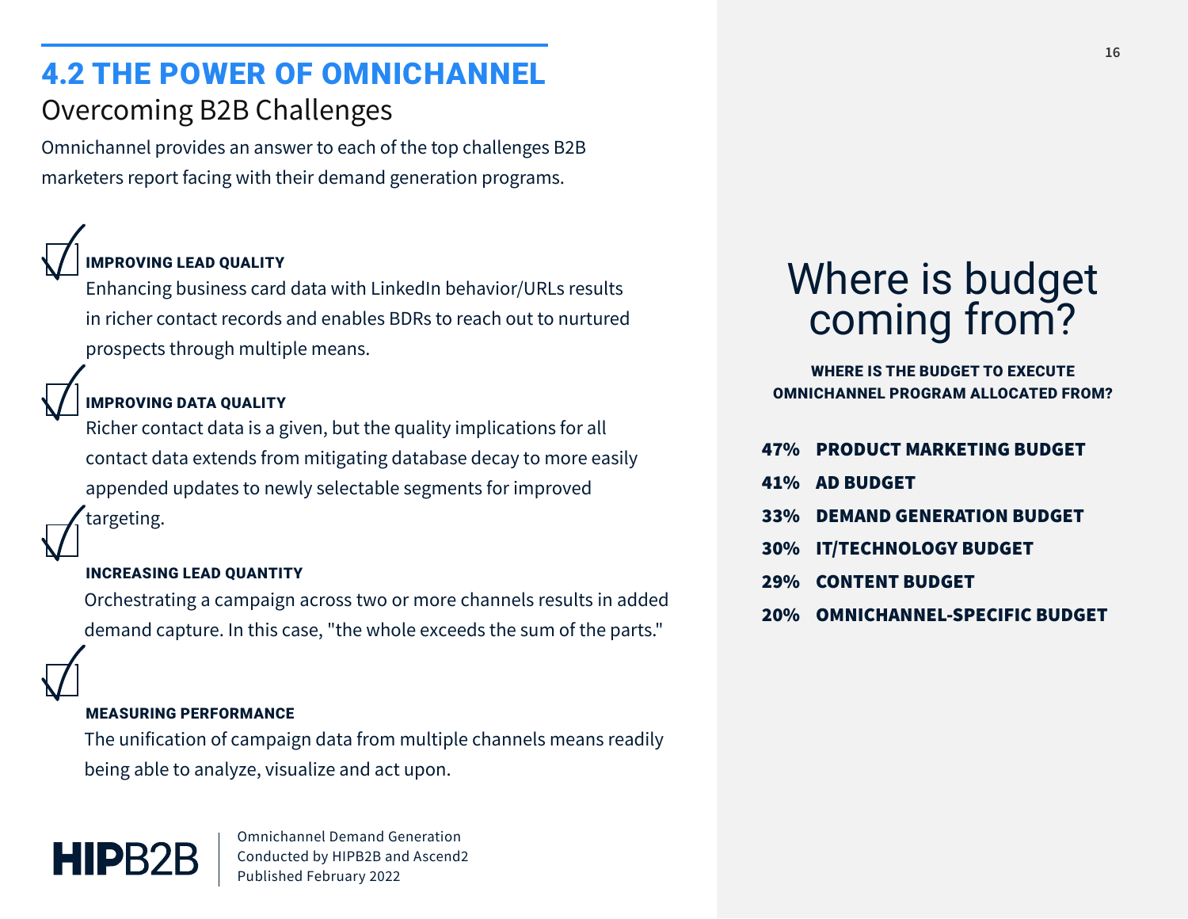## 4.2 THE POWER OF OMNICHANNEL

### Overcoming B2B Challenges

Omnichannel provides an answer to each of the top challenges B2B marketers report facing with their demand generation programs.

**IMPROVING LEAD QUALITY**

Enhancing business card data with LinkedIn behavior/URLs results in richer contact records and enables BDRs to reach out to nurtured prospects through multiple means.

**IMPROVING DATA QUALITY**

Richer contact data is a given, but the quality implications for all contact data extends from mitigating database decay to more easily appended updates to newly selectable segments for improved targeting.

**INCREASING LEAD QUANTITY**

Orchestrating a campaign across two or more channels results in added demand capture. In this case, "the whole exceeds the sum of the parts."

**MEASURING PERFORMANCE**

The unification of campaign data from multiple channels means readily being able to analyze, visualize and act upon.

## Where is budget coming from?

**WHERE IS THE BUDGET TO EXECUTE OMNICHANNEL PROGRAM ALLOCATED FROM?**

- **47% PRODUCT MARKETING BUDGET**
- **41% AD BUDGET**
- **33% DEMAND GENERATION BUDGET**
- **30% IT/TECHNOLOGY BUDGET**
- **29% CONTENT BUDGET**
- **20% OMNICHANNEL-SPECIFIC BUDGET**

HIPB2B | Omnichannel Demand Generation
Conducted by HIPB2B and Ascend2
Published February 2022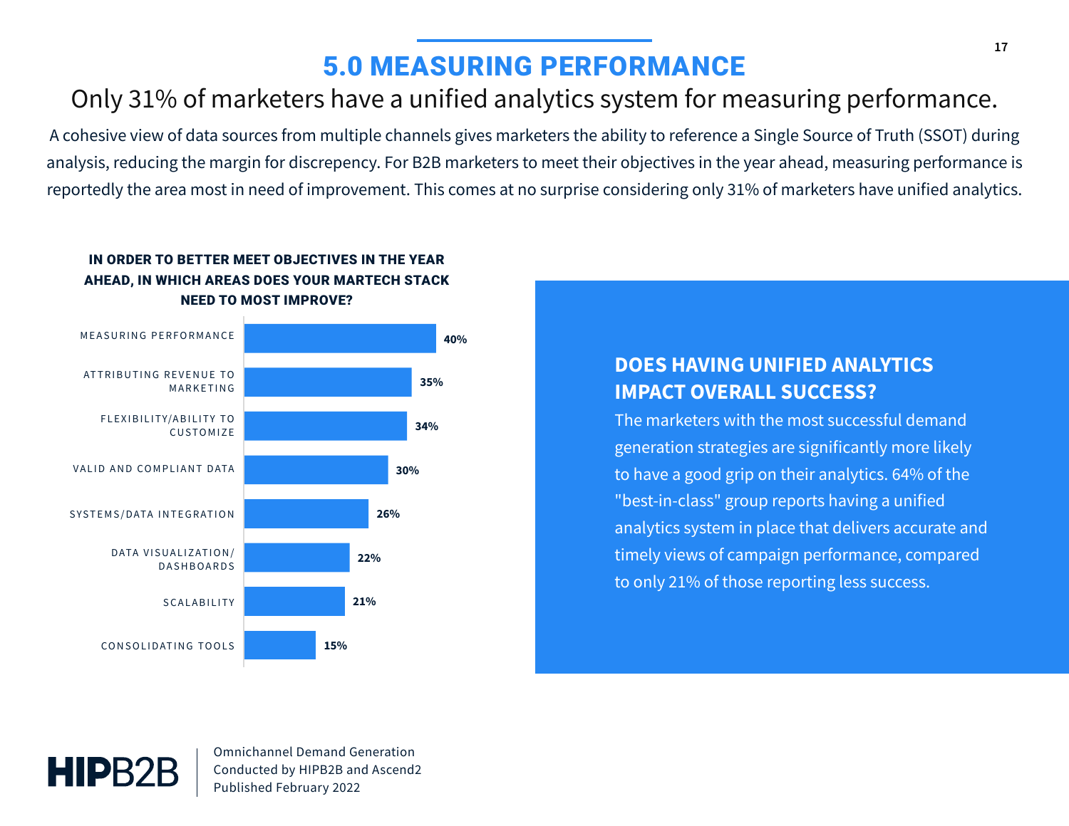# 5.0 MEASURING PERFORMANCE

## Only 31% of marketers have a unified analytics system for measuring performance.

A cohesive view of data sources from multiple channels gives marketers the ability to reference a Single Source of Truth (SSOT) during analysis, reducing the margin for discrepency. For B2B marketers to meet their objectives in the year ahead, measuring performance is reportedly the area most in need of improvement. This comes at no surprise considering only 31% of marketers have unified analytics.

**IN ORDER TO BETTER MEET OBJECTIVES IN THE YEAR AHEAD, IN WHICH AREAS DOES YOUR MARTECH STACK NEED TO MOST IMPROVE?**

MEASURING PERFORMANCE 40%
ATTRIBUTING REVENUE TO MARKETING 35%
FLEXIBILITY/ABILITY TO CUSTOMIZE 34%
VALID AND COMPLIANT DATA 30%
SYSTEMS/DATA INTEGRATION 26%
DATA VISUALIZATION/ DASHBOARDS 22%
SCALABILITY 21%
CONSOLIDATING TOOLS 15%

### DOES HAVING UNIFIED ANALYTICS IMPACT OVERALL SUCCESS?

The marketers with the most successful demand generation strategies are significantly more likely to have a good grip on their analytics. 64% of the "best-in-class" group reports having a unified analytics system in place that delivers accurate and timely views of campaign performance, compared to only 21% of those reporting less success.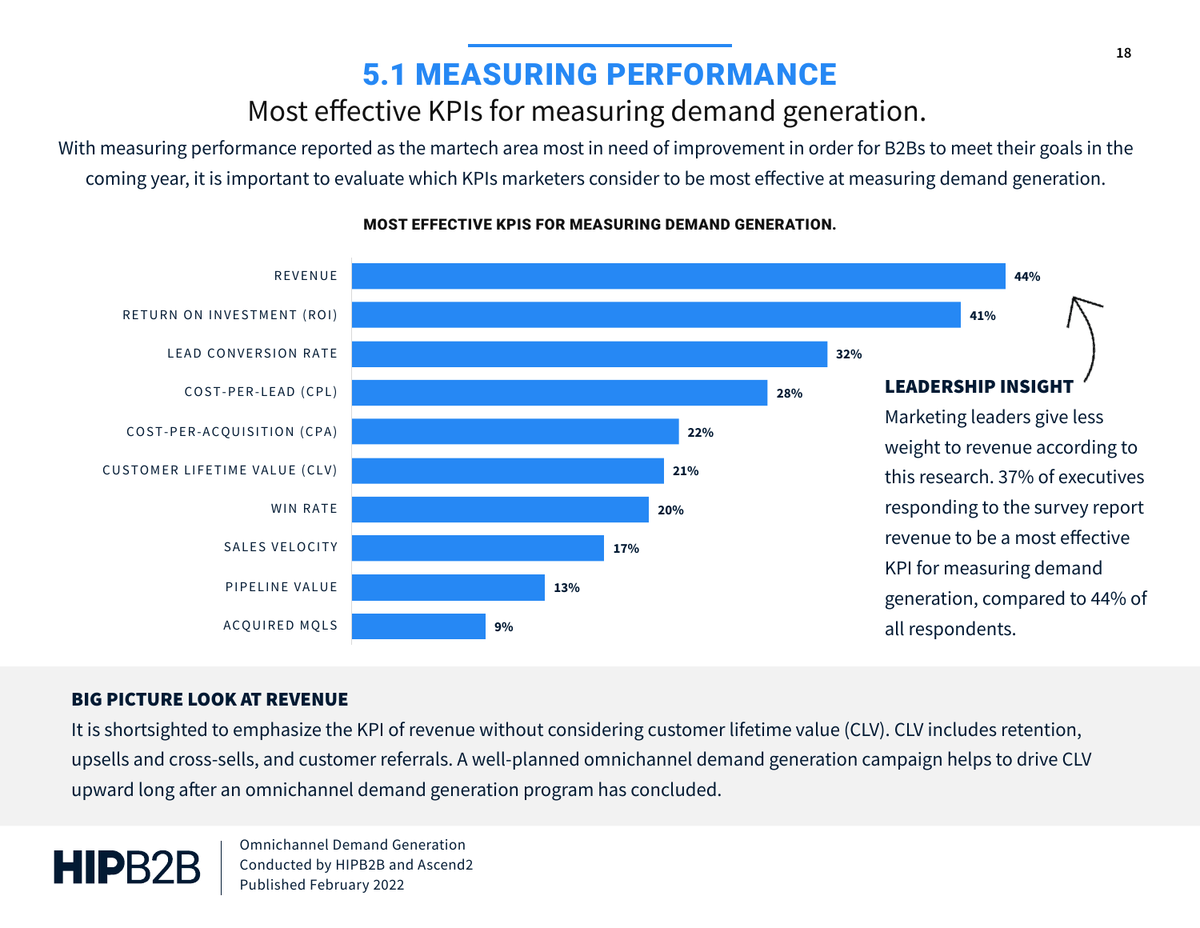## 5.1 MEASURING PERFORMANCE

### Most effective KPIs for measuring demand generation.

With measuring performance reported as the martech area most in need of improvement in order for B2Bs to meet their goals in the coming year, it is important to evaluate which KPIs marketers consider to be most effective at measuring demand generation.

**MOST EFFECTIVE KPIS FOR MEASURING DEMAND GENERATION.**

REVENUE 44%
RETURN ON INVESTMENT (ROI) 41%
LEAD CONVERSION RATE 32%
COST-PER-LEAD (CPL) 28%
COST-PER-ACQUISITION (CPA) 22%
CUSTOMER LIFETIME VALUE (CLV) 21%
WIN RATE 20%
SALES VELOCITY 17%
PIPELINE VALUE 13%
ACQUIRED MQLS 9%

**LEADERSHIP INSIGHT**

Marketing leaders give less weight to revenue according to this research. 37% of executives responding to the survey report revenue to be a most effective KPI for measuring demand generation, compared to 44% of all respondents.

**BIG PICTURE LOOK AT REVENUE**

It is shortsighted to emphasize the KPI of revenue without considering customer lifetime value (CLV). CLV includes retention, upsells and cross-sells, and customer referrals. A well-planned omnichannel demand generation campaign helps to drive CLV upward long after an omnichannel demand generation program has concluded.

HIPB2B

Omnichannel Demand Generation
Conducted by HIPB2B and Ascend2
Published February 2022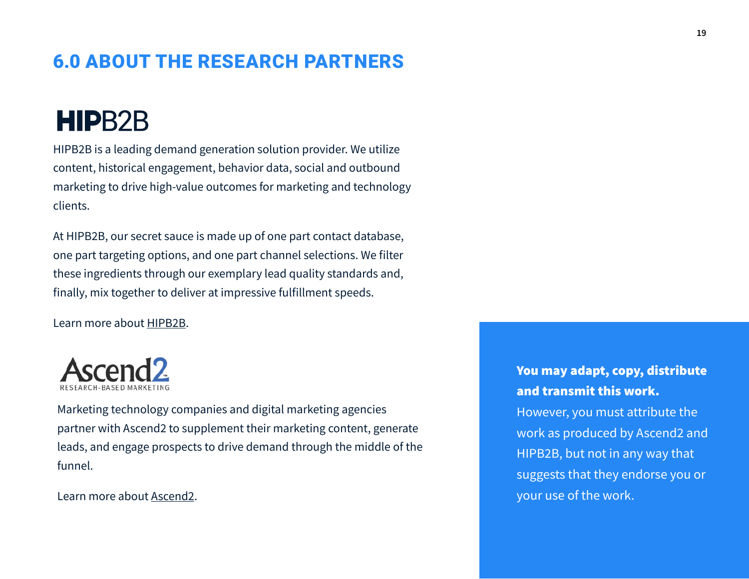# 6.0 ABOUT THE RESEARCH PARTNERS

## HIPB2B

HIPB2B is a leading demand generation solution provider. We utilize content, historical engagement, behavior data, social and outbound marketing to drive high-value outcomes for marketing and technology clients.

At HIPB2B, our secret sauce is made up of one part contact database, one part targeting options, and one part channel selections. We filter these ingredients through our exemplary lead quality standards and, finally, mix together to deliver at impressive fulfillment speeds.

Learn more about HIPB2B.

## Ascend2

RESEARCH-BASED MARKETING

Marketing technology companies and digital marketing agencies partner with Ascend2 to supplement their marketing content, generate leads, and engage prospects to drive demand through the middle of the funnel.

Learn more about Ascend2.

**You may adapt, copy, distribute and transmit this work.** However, you must attribute the work as produced by Ascend2 and HIPB2B, but not in any way that suggests that they endorse you or your use of the work.